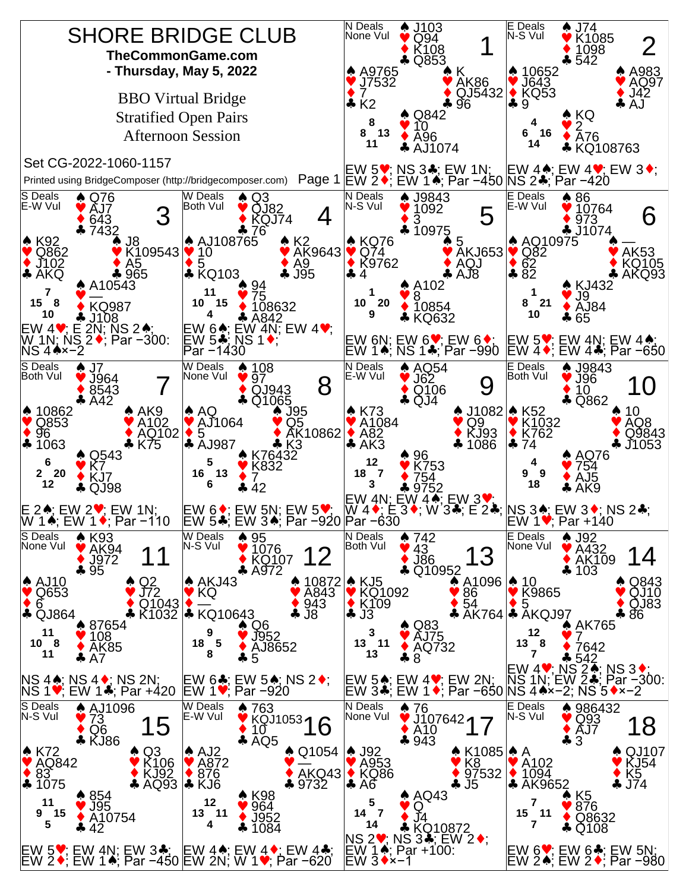# SHORE BRIDGE CLUB

**TheCommonGame.com**

**- Thursday, May 5, 2022**

BBO Virtual Bridge

Stratified Open Pairs

Afternoon Session

Set CG-2022-1060-1157

Printed using BridgeComposer (http://bridgecomposer.com)

---

## Board 1
N Deals, None Vul

- North: ♠ J103 ♥ Q94 ♦ K108 ♣ Q853
- West: ♠ A9765 ♥ J7532 ♦ 7 ♣ K2
- East: ♠ K ♥ AK86 ♦ QJ5432 ♣ 96
- South: ♠ Q842 ♥ 10 ♦ A96 ♣ AJ1074

HCP: N 8, W 8, E 13, S 11

EW 5♥; NS 3♣; EW 1N; EW 2♦; EW 1♠; Par −450

## Board 2
E Deals, N-S Vul

- North: ♠ J74 ♥ K1085 ♦ 1098 ♣ 542
- West: ♠ 10652 ♥ J643 ♦ KQ53 ♣ 9
- East: ♠ A983 ♥ AQ97 ♦ J42 ♣ AJ
- South: ♠ KQ ♥ 2 ♦ A76 ♣ KQ108763

HCP: N 4, W 6, E 16, S 14

EW 4♠; EW 4♥; EW 3♦; NS 2♣; Par −420

## Board 3
S Deals, E-W Vul

- North: ♠ Q76 ♥ AJ7 ♦ 643 ♣ 7432
- West: ♠ K92 ♥ Q862 ♦ J102 ♣ AKQ
- East: ♠ J8 ♥ K109543 ♦ A5 ♣ 965
- South: ♠ A10543 ♥ — ♦ KQ987 ♣ J108

HCP: N 7, W 15, E 8, S 10

EW 4♥; E 2N; NS 2♠; W 1N; NS 2♦; Par −300: NS 4♠×−2

## Board 4
W Deals, Both Vul

- North: ♠ Q3 ♥ QJ82 ♦ KQJ74 ♣ 76
- West: ♠ AJ108765 ♥ 10 ♦ 5 ♣ KQ103
- East: ♠ K2 ♥ AK9643 ♦ A9 ♣ J95
- South: ♠ 94 ♥ 75 ♦ 108632 ♣ A842

HCP: N 11, W 10, E 15, S 4

EW 6♠; EW 4N; EW 4♥; EW 5♣; NS 1♦; Par −1430

## Board 5
N Deals, N-S Vul

- North: ♠ J9843 ♥ 1092 ♦ 3 ♣ 10975
- West: ♠ KQ76 ♥ Q74 ♦ K9762 ♣ 4
- East: ♠ 5 ♥ AKJ653 ♦ AQJ ♣ AJ8
- South: ♠ A102 ♥ 8 ♦ 10854 ♣ KQ632

HCP: N 1, W 10, E 20, S 9

EW 6N; EW 6♥; EW 6♦; EW 1♠; NS 1♣; Par −990

## Board 6
E Deals, E-W Vul

- North: ♠ 86 ♥ 10764 ♦ 973 ♣ J1074
- West: ♠ AQ10975 ♥ Q82 ♦ 62 ♣ 82
- East: ♠ — ♥ AK53 ♦ KQ105 ♣ AKQ93
- South: ♠ KJ432 ♥ J9 ♦ AJ84 ♣ 65

HCP: N 1, W 8, E 21, S 10

EW 5♥; EW 4N; EW 4♠; EW 4♦; EW 4♣; Par −650

## Board 7
S Deals, Both Vul

- North: ♠ J7 ♥ J964 ♦ 8543 ♣ A42
- West: ♠ 10862 ♥ Q853 ♦ 96 ♣ 1063
- East: ♠ AK9 ♥ A102 ♦ AQ102 ♣ K75
- South: ♠ Q543 ♥ K7 ♦ KJ7 ♣ QJ98

HCP: N 6, W 2, E 20, S 12

E 2♠; EW 2♥; EW 1N; W 1♠; EW 1♦; Par −110

## Board 8
W Deals, None Vul

- North: ♠ 108 ♥ 97 ♦ QJ943 ♣ Q1065
- West: ♠ AQ ♥ AJ1064 ♦ 5 ♣ AJ987
- East: ♠ J95 ♥ Q5 ♦ AK10862 ♣ K3
- South: ♠ K76432 ♥ K832 ♦ 7 ♣ 42

HCP: N 5, W 16, E 13, S 6

EW 6♦; EW 5N; EW 5♥; EW 5♣; EW 3♠; Par −920

## Board 9
N Deals, E-W Vul

- North: ♠ AQ54 ♥ J62 ♦ Q106 ♣ QJ4
- West: ♠ K73 ♥ A1084 ♦ A82 ♣ AK3
- East: ♠ J1082 ♥ Q9 ♦ KJ93 ♣ 1086
- South: ♠ 96 ♥ K753 ♦ 754 ♣ 9752

HCP: N 12, W 18, E 7, S 3

EW 4N; EW 4♠; EW 3♥; W 4♦; E 3♦; W 3♣; E 2♣; Par −630

## Board 10
E Deals, Both Vul

- North: ♠ J9843 ♥ J96 ♦ 10 ♣ Q862
- West: ♠ K52 ♥ K1032 ♦ K762 ♣ 74
- East: ♠ 10 ♥ AQ8 ♦ Q9843 ♣ J1053
- South: ♠ AQ76 ♥ 754 ♦ AJ5 ♣ AK9

HCP: N 4, W 9, E 9, S 18

NS 3♠; EW 3♦; NS 2♣; EW 1♥; Par +140

## Board 11
S Deals, None Vul

- North: ♠ K93 ♥ AK94 ♦ J972 ♣ 95
- West: ♠ AJ10 ♥ Q653 ♦ 6 ♣ QJ864
- East: ♠ Q2 ♥ J72 ♦ Q1043 ♣ K1032
- South: ♠ 87654 ♥ 108 ♦ AK85 ♣ A7

HCP: N 11, W 10, E 8, S 11

NS 4♠; NS 4♦; NS 2N; NS 1♥; EW 1♣; Par +420

## Board 12
W Deals, N-S Vul

- North: ♠ 95 ♥ 1076 ♦ KQ107 ♣ A972
- West: ♠ AKJ43 ♥ KQ ♦ — ♣ KQ10643
- East: ♠ 10872 ♥ A843 ♦ 943 ♣ J8
- South: ♠ Q6 ♥ J952 ♦ AJ8652 ♣ 5

HCP: N 9, W 18, E 5, S 8

EW 6♣; EW 5♠; NS 2♦; EW 1♥; Par −920

## Board 13
N Deals, Both Vul

- North: ♠ 742 ♥ 43 ♦ J86 ♣ Q10952
- West: ♠ KJ5 ♥ KQ1092 ♦ K109 ♣ J3
- East: ♠ A1096 ♥ 86 ♦ 54 ♣ AK764
- South: ♠ Q83 ♥ AJ75 ♦ AQ732 ♣ 8

HCP: N 3, W 13, E 11, S 13

EW 5♠; EW 4♥; EW 2N; EW 3♣; EW 1♦; Par −650

## Board 14
E Deals, None Vul

- North: ♠ J92 ♥ A432 ♦ AK109 ♣ 103
- West: ♠ 10 ♥ K9865 ♦ 5 ♣ AKQJ97
- East: ♠ Q843 ♥ QJ10 ♦ QJ83 ♣ 86
- South: ♠ AK765 ♥ 7 ♦ 7642 ♣ 542

HCP: N 12, W 13, E 8, S 7

EW 4♥; NS 2♠; NS 3♦; NS 1N; EW 2♣; Par −300: NS 4♠×−2; NS 5♦×−2

## Board 15
S Deals, N-S Vul

- North: ♠ AJ1096 ♥ 73 ♦ Q6 ♣ KJ86
- West: ♠ K72 ♥ AQ842 ♦ 83 ♣ 1075
- East: ♠ Q3 ♥ K106 ♦ KJ92 ♣ AQ93
- South: ♠ 854 ♥ J95 ♦ A10754 ♣ 42

HCP: N 11, W 9, E 15, S 5

EW 5♥; EW 4N; EW 3♣; EW 2♦; EW 1♠; Par −450

## Board 16
W Deals, E-W Vul

- North: ♠ 763 ♥ KQJ1053 ♦ 10 ♣ AQ5
- West: ♠ AJ2 ♥ A872 ♦ 876 ♣ KJ6
- East: ♠ Q1054 ♥ — ♦ AKQ43 ♣ 9732
- South: ♠ K98 ♥ 964 ♦ J952 ♣ 1084

HCP: N 12, W 13, E 11, S 4

EW 4♠; EW 4♦; EW 4♣; EW 2N; W 1♥; Par −620

## Board 17
N Deals, None Vul

- North: ♠ 76 ♥ J107642 ♦ A10 ♣ 943
- West: ♠ J92 ♥ A953 ♦ KQ86 ♣ A6
- East: ♠ K1085 ♥ K8 ♦ 97532 ♣ J5
- South: ♠ AQ43 ♥ Q ♦ J4 ♣ KQ10872

HCP: N 5, W 14, E 7, S 14

NS 2♥; NS 3♣; EW 2♦; EW 1♠; Par +100: EW 3♦×−1

## Board 18
E Deals, N-S Vul

- North: ♠ 986432 ♥ Q93 ♦ AJ7 ♣ 3
- West: ♠ A ♥ A102 ♦ 1094 ♣ AK9652
- East: ♠ QJ107 ♥ KJ54 ♦ K5 ♣ J74
- South: ♠ K5 ♥ 876 ♦ Q8632 ♣ Q108

HCP: N 7, W 15, E 11, S 7

EW 6♥; EW 6♣; EW 5N; EW 2♠; EW 2♦; Par −980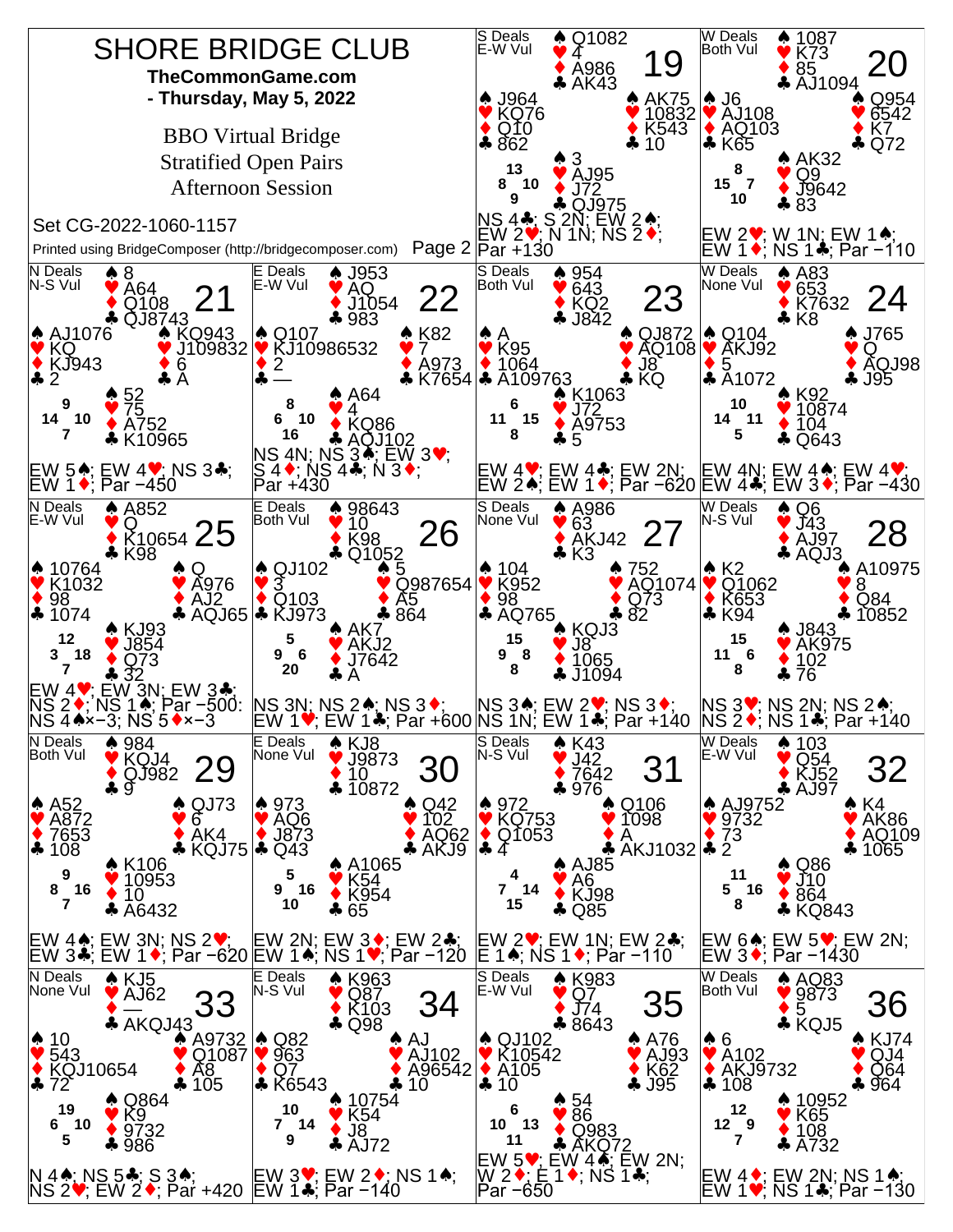# SHORE BRIDGE CLUB

**TheCommonGame.com**

**- Thursday, May 5, 2022**

BBO Virtual Bridge

Stratified Open Pairs

Afternoon Session

Set CG-2022-1060-1157

Printed using BridgeComposer (http://bridgecomposer.com)

---

## Board 19

S Deals, E-W Vul

North: ♠ Q1082 ♥ 4 ♦ A986 ♣ AK43

West: ♠ J964 ♥ KQ76 ♦ Q10 ♣ 862

East: ♠ AK75 ♥ 10832 ♦ K543 ♣ 10

South: ♠ 3 ♥ AJ95 ♦ J72 ♣ QJ975

HCP: N 13, W 8, E 10, S 9

NS 4♣; S 2N; EW 2♠; EW 2♥; N 1N; NS 2♦; Par +130

## Board 20

W Deals, Both Vul

North: ♠ 1087 ♥ K73 ♦ 85 ♣ AJ1094

West: ♠ J6 ♥ AJ108 ♦ AQ103 ♣ K65

East: ♠ Q954 ♥ 6542 ♦ K7 ♣ Q72

South: ♠ AK32 ♥ Q9 ♦ J9642 ♣ 83

HCP: N 8, W 15, E 7, S 10

EW 2♥; W 1N; EW 1♠; EW 1♦; NS 1♣; Par −110

## Board 21

N Deals, N-S Vul

North: ♠ 8 ♥ A64 ♦ Q108 ♣ QJ8743

West: ♠ AJ1076 ♥ KQ ♦ KJ943 ♣ 2

East: ♠ KQ943 ♥ J109832 ♦ 6 ♣ A

South: ♠ 52 ♥ 75 ♦ A752 ♣ K10965

HCP: N 9, W 14, E 10, S 7

EW 5♠; EW 4♥; NS 3♣; EW 1♦; Par −450

## Board 22

E Deals, E-W Vul

North: ♠ J953 ♥ AQ ♦ J1054 ♣ 983

West: ♠ Q107 ♥ KJ10986532 ♦ 2 ♣ —

East: ♠ K82 ♥ 7 ♦ A973 ♣ K7654

South: ♠ A64 ♥ 4 ♦ KQ86 ♣ AQJ102

HCP: N 8, W 6, E 10, S 16

NS 4N; NS 3♠; EW 3♥; S 4♦; NS 4♣; N 3♦; Par +430

## Board 23

S Deals, Both Vul

North: ♠ 954 ♥ 643 ♦ KQ2 ♣ J842

West: ♠ A ♥ K95 ♦ 1064 ♣ A109763

East: ♠ QJ872 ♥ AQ108 ♦ J8 ♣ KQ

South: ♠ K1063 ♥ J72 ♦ A9753 ♣ 5

HCP: N 6, W 11, E 15, S 8

EW 4♥; EW 4♣; EW 2N; EW 2♠; EW 1♦; Par −620

## Board 24

W Deals, None Vul

North: ♠ A83 ♥ 653 ♦ K7632 ♣ K8

West: ♠ Q104 ♥ AKJ92 ♦ 5 ♣ A1072

East: ♠ J765 ♥ Q ♦ AQJ98 ♣ J95

South: ♠ K92 ♥ 10874 ♦ 104 ♣ Q643

HCP: N 10, W 14, E 11, S 5

EW 4N; EW 4♠; EW 4♥; EW 4♣; EW 3♦; Par −430

## Board 25

N Deals, E-W Vul

North: ♠ A852 ♥ Q ♦ K10654 ♣ K98

West: ♠ 10764 ♥ K1032 ♦ 98 ♣ 1074

East: ♠ Q ♥ A976 ♦ AJ2 ♣ AQJ65

South: ♠ KJ93 ♥ J854 ♦ Q73 ♣ 32

HCP: N 12, W 3, E 18, S 7

EW 4♥; EW 3N; EW 3♣; NS 2♦; NS 1♠; Par −500: NS 4♠×−3; NS 5♦×−3

## Board 26

E Deals, Both Vul

North: ♠ 98643 ♥ 10 ♦ K98 ♣ Q1052

West: ♠ QJ102 ♥ 3 ♦ Q103 ♣ KJ973

East: ♠ 5 ♥ Q987654 ♦ A5 ♣ 864

South: ♠ AK7 ♥ AKJ2 ♦ J7642 ♣ A

HCP: N 5, W 9, E 6, S 20

NS 3N; NS 2♠; NS 3♦; EW 1♥; EW 1♣; Par +600

## Board 27

S Deals, None Vul

North: ♠ A986 ♥ 63 ♦ AKJ42 ♣ K3

West: ♠ 104 ♥ K952 ♦ 98 ♣ AQ765

East: ♠ 752 ♥ AQ1074 ♦ Q73 ♣ 82

South: ♠ KQJ3 ♥ J8 ♦ 1065 ♣ J1094

HCP: N 15, W 9, E 8, S 8

NS 3♠; EW 2♥; NS 3♦; NS 1N; EW 1♣; Par +140

## Board 28

W Deals, N-S Vul

North: ♠ Q6 ♥ J43 ♦ AJ97 ♣ AQJ3

West: ♠ K2 ♥ Q1062 ♦ K653 ♣ K94

East: ♠ A10975 ♥ 8 ♦ Q84 ♣ 10852

South: ♠ J843 ♥ AK975 ♦ 102 ♣ 76

HCP: N 15, W 11, E 6, S 8

NS 3♥; NS 2N; NS 2♠; NS 2♦; NS 1♣; Par +140

## Board 29

N Deals, Both Vul

North: ♠ 984 ♥ KQJ4 ♦ QJ982 ♣ 9

West: ♠ A52 ♥ A872 ♦ 7653 ♣ 108

East: ♠ QJ73 ♥ 6 ♦ AK4 ♣ KQJ75

South: ♠ K106 ♥ 10953 ♦ 10 ♣ A6432

HCP: N 9, W 8, E 16, S 7

EW 4♠; EW 3N; NS 2♥; EW 3♣; EW 1♦; Par −620

## Board 30

E Deals, None Vul

North: ♠ KJ8 ♥ J9873 ♦ 10 ♣ 10872

West: ♠ 973 ♥ AQ6 ♦ J873 ♣ Q43

East: ♠ Q42 ♥ 102 ♦ AQ62 ♣ AKJ9

South: ♠ A1065 ♥ K54 ♦ K954 ♣ 65

HCP: N 5, W 9, E 16, S 10

EW 2N; EW 3♦; EW 2♣; EW 1♠; NS 1♥; Par −120

## Board 31

S Deals, N-S Vul

North: ♠ K43 ♥ J42 ♦ 7642 ♣ 976

West: ♠ 972 ♥ KQ753 ♦ Q1053 ♣ 4

East: ♠ Q106 ♥ 1098 ♦ A ♣ AKJ1032

South: ♠ AJ85 ♥ A6 ♦ KJ98 ♣ Q85

HCP: N 4, W 7, E 14, S 15

EW 2♥; EW 1N; EW 2♣; E 1♠; NS 1♦; Par −110

## Board 32

W Deals, E-W Vul

North: ♠ 103 ♥ Q54 ♦ KJ52 ♣ AJ97

West: ♠ AJ9752 ♥ 9732 ♦ 73 ♣ 2

East: ♠ K4 ♥ AK86 ♦ AQ109 ♣ 1065

South: ♠ Q86 ♥ J10 ♦ 864 ♣ KQ843

HCP: N 11, W 5, E 16, S 8

EW 6♠; EW 5♥; EW 2N; EW 3♦; Par −1430

## Board 33

N Deals, None Vul

North: ♠ KJ5 ♥ AJ62 ♦ — ♣ AKQJ43

West: ♠ 10 ♥ 543 ♦ KQJ10654 ♣ 72

East: ♠ A9732 ♥ Q1087 ♦ A8 ♣ 105

South: ♠ Q864 ♥ K9 ♦ 9732 ♣ 986

HCP: N 19, W 6, E 10, S 5

N 4♠; NS 5♣; S 3♠; NS 2♥; EW 2♦; Par +420

## Board 34

E Deals, N-S Vul

North: ♠ K963 ♥ Q87 ♦ K103 ♣ Q98

West: ♠ Q82 ♥ 963 ♦ Q7 ♣ K6543

East: ♠ AJ ♥ AJ102 ♦ A96542 ♣ 10

South: ♠ 10754 ♥ K54 ♦ J8 ♣ AJ72

HCP: N 10, W 7, E 14, S 9

EW 3♥; EW 2♦; NS 1♠; EW 1♣; Par −140

## Board 35

S Deals, E-W Vul

North: ♠ K983 ♥ Q7 ♦ J74 ♣ 8643

West: ♠ QJ102 ♥ K10542 ♦ A105 ♣ 10

East: ♠ A76 ♥ AJ93 ♦ K62 ♣ J95

South: ♠ 54 ♥ 86 ♦ Q983 ♣ AKQ72

HCP: N 6, W 10, E 13, S 11

EW 5♥; EW 4♠; EW 2N; W 2♦; E 1♦; NS 1♣; Par −650

## Board 36

W Deals, Both Vul

North: ♠ AQ83 ♥ 9873 ♦ 5 ♣ KQJ5

West: ♠ 6 ♥ A102 ♦ AKJ9732 ♣ 108

East: ♠ KJ74 ♥ QJ4 ♦ Q64 ♣ 964

South: ♠ 10952 ♥ K65 ♦ 108 ♣ A732

HCP: N 12, W 12, E 9, S 7

EW 4♦; EW 2N; NS 1♠; EW 1♥; NS 1♣; Par −130